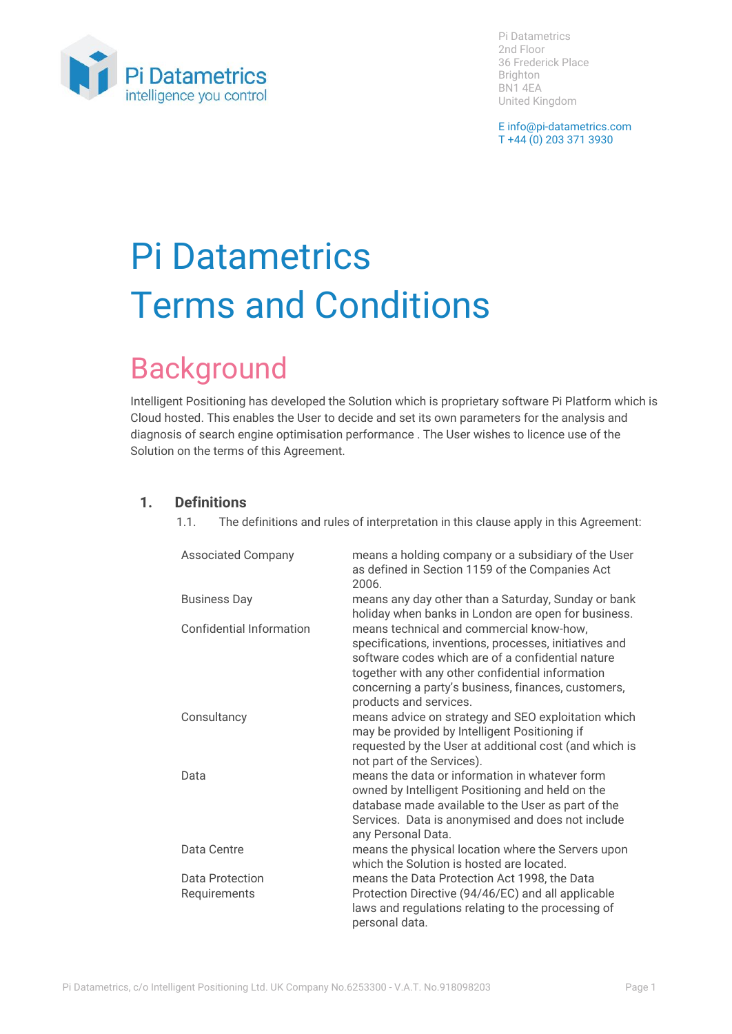Pi Datametrics
2nd Floor
36 Frederick Place
Brighton
BN1 4EA
United Kingdom

E info@pi-datametrics.com
T +44 (0) 203 371 3930

# Pi Datametrics Terms and Conditions

## Background

Intelligent Positioning has developed the Solution which is proprietary software Pi Platform which is Cloud hosted. This enables the User to decide and set its own parameters for the analysis and diagnosis of search engine optimisation performance . The User wishes to licence use of the Solution on the terms of this Agreement.

### 1. Definitions

1.1. The definitions and rules of interpretation in this clause apply in this Agreement:

| Term | Definition |
|---|---|
| Associated Company | means a holding company or a subsidiary of the User as defined in Section 1159 of the Companies Act 2006. |
| Business Day | means any day other than a Saturday, Sunday or bank holiday when banks in London are open for business. |
| Confidential Information | means technical and commercial know-how, specifications, inventions, processes, initiatives and software codes which are of a confidential nature together with any other confidential information concerning a party's business, finances, customers, products and services. |
| Consultancy | means advice on strategy and SEO exploitation which may be provided by Intelligent Positioning if requested by the User at additional cost (and which is not part of the Services). |
| Data | means the data or information in whatever form owned by Intelligent Positioning and held on the database made available to the User as part of the Services. Data is anonymised and does not include any Personal Data. |
| Data Centre | means the physical location where the Servers upon which the Solution is hosted are located. |
| Data Protection Requirements | means the Data Protection Act 1998, the Data Protection Directive (94/46/EC) and all applicable laws and regulations relating to the processing of personal data. |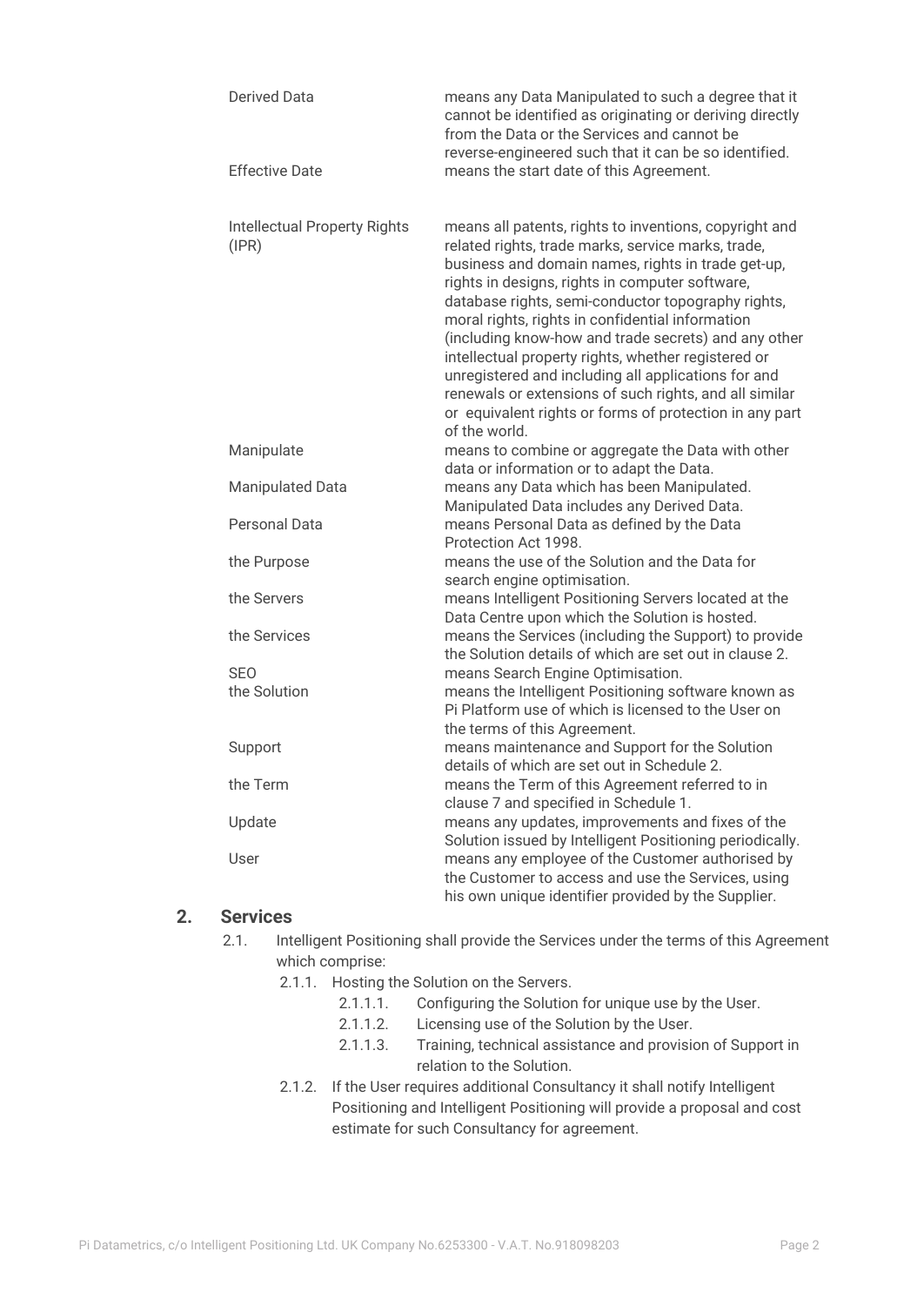| | |
|---|---|
| Derived Data | means any Data Manipulated to such a degree that it cannot be identified as originating or deriving directly from the Data or the Services and cannot be reverse-engineered such that it can be so identified. |
| Effective Date | means the start date of this Agreement. |
| Intellectual Property Rights (IPR) | means all patents, rights to inventions, copyright and related rights, trade marks, service marks, trade, business and domain names, rights in trade get-up, rights in designs, rights in computer software, database rights, semi-conductor topography rights, moral rights, rights in confidential information (including know-how and trade secrets) and any other intellectual property rights, whether registered or unregistered and including all applications for and renewals or extensions of such rights, and all similar or equivalent rights or forms of protection in any part of the world. |
| Manipulate | means to combine or aggregate the Data with other data or information or to adapt the Data. |
| Manipulated Data | means any Data which has been Manipulated. Manipulated Data includes any Derived Data. |
| Personal Data | means Personal Data as defined by the Data Protection Act 1998. |
| the Purpose | means the use of the Solution and the Data for search engine optimisation. |
| the Servers | means Intelligent Positioning Servers located at the Data Centre upon which the Solution is hosted. |
| the Services | means the Services (including the Support) to provide the Solution details of which are set out in clause 2. |
| SEO | means Search Engine Optimisation. |
| the Solution | means the Intelligent Positioning software known as Pi Platform use of which is licensed to the User on the terms of this Agreement. |
| Support | means maintenance and Support for the Solution details of which are set out in Schedule 2. |
| the Term | means the Term of this Agreement referred to in clause 7 and specified in Schedule 1. |
| Update | means any updates, improvements and fixes of the Solution issued by Intelligent Positioning periodically. |
| User | means any employee of the Customer authorised by the Customer to access and use the Services, using his own unique identifier provided by the Supplier. |

## 2. Services

2.1. Intelligent Positioning shall provide the Services under the terms of this Agreement which comprise:

2.1.1. Hosting the Solution on the Servers.

2.1.1.1. Configuring the Solution for unique use by the User.

2.1.1.2. Licensing use of the Solution by the User.

2.1.1.3. Training, technical assistance and provision of Support in relation to the Solution.

2.1.2. If the User requires additional Consultancy it shall notify Intelligent Positioning and Intelligent Positioning will provide a proposal and cost estimate for such Consultancy for agreement.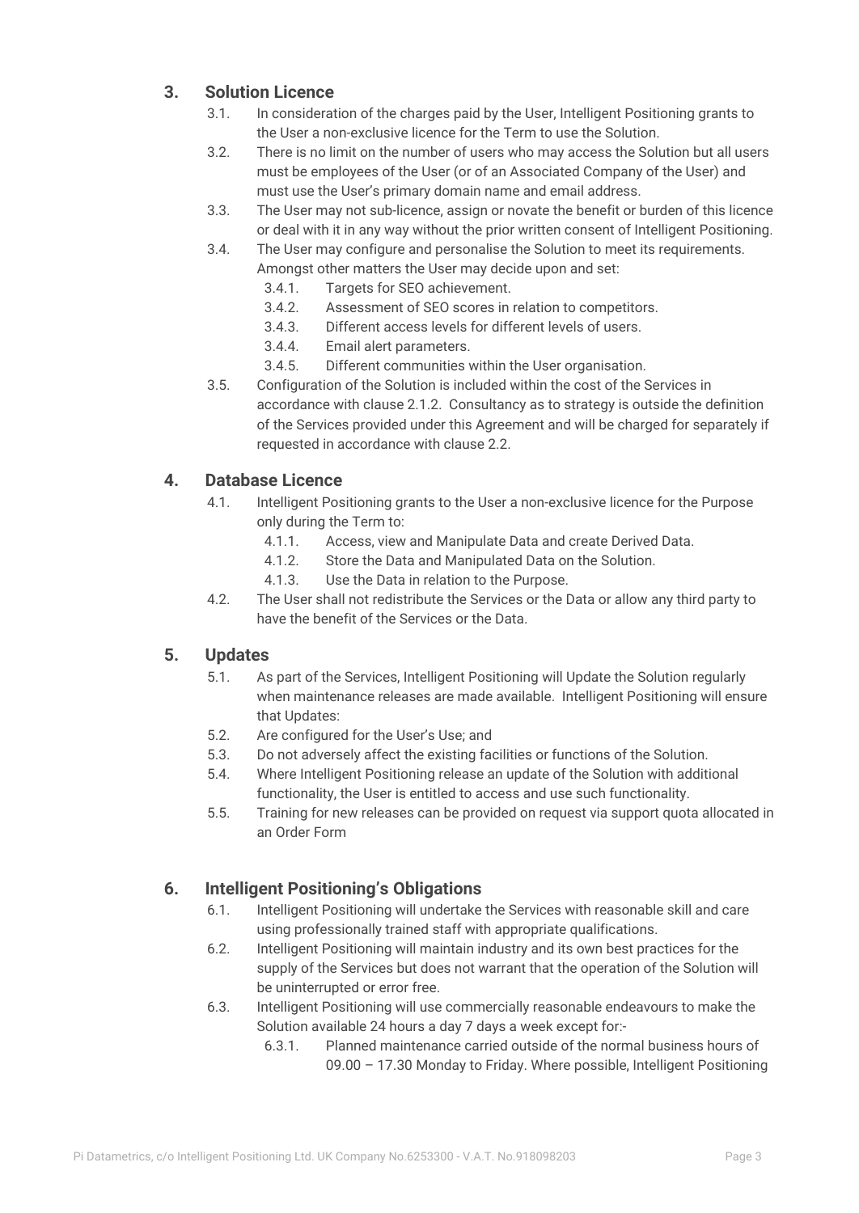## 3. Solution Licence

3.1. In consideration of the charges paid by the User, Intelligent Positioning grants to the User a non-exclusive licence for the Term to use the Solution.

3.2. There is no limit on the number of users who may access the Solution but all users must be employees of the User (or of an Associated Company of the User) and must use the User's primary domain name and email address.

3.3. The User may not sub-licence, assign or novate the benefit or burden of this licence or deal with it in any way without the prior written consent of Intelligent Positioning.

3.4. The User may configure and personalise the Solution to meet its requirements. Amongst other matters the User may decide upon and set:

- 3.4.1. Targets for SEO achievement.
- 3.4.2. Assessment of SEO scores in relation to competitors.
- 3.4.3. Different access levels for different levels of users.
- 3.4.4. Email alert parameters.
- 3.4.5. Different communities within the User organisation.

3.5. Configuration of the Solution is included within the cost of the Services in accordance with clause 2.1.2. Consultancy as to strategy is outside the definition of the Services provided under this Agreement and will be charged for separately if requested in accordance with clause 2.2.

## 4. Database Licence

4.1. Intelligent Positioning grants to the User a non-exclusive licence for the Purpose only during the Term to:

- 4.1.1. Access, view and Manipulate Data and create Derived Data.
- 4.1.2. Store the Data and Manipulated Data on the Solution.
- 4.1.3. Use the Data in relation to the Purpose.

4.2. The User shall not redistribute the Services or the Data or allow any third party to have the benefit of the Services or the Data.

## 5. Updates

5.1. As part of the Services, Intelligent Positioning will Update the Solution regularly when maintenance releases are made available. Intelligent Positioning will ensure that Updates:

5.2. Are configured for the User's Use; and

5.3. Do not adversely affect the existing facilities or functions of the Solution.

5.4. Where Intelligent Positioning release an update of the Solution with additional functionality, the User is entitled to access and use such functionality.

5.5. Training for new releases can be provided on request via support quota allocated in an Order Form

## 6. Intelligent Positioning's Obligations

6.1. Intelligent Positioning will undertake the Services with reasonable skill and care using professionally trained staff with appropriate qualifications.

6.2. Intelligent Positioning will maintain industry and its own best practices for the supply of the Services but does not warrant that the operation of the Solution will be uninterrupted or error free.

6.3. Intelligent Positioning will use commercially reasonable endeavours to make the Solution available 24 hours a day 7 days a week except for:-

- 6.3.1. Planned maintenance carried outside of the normal business hours of 09.00 – 17.30 Monday to Friday. Where possible, Intelligent Positioning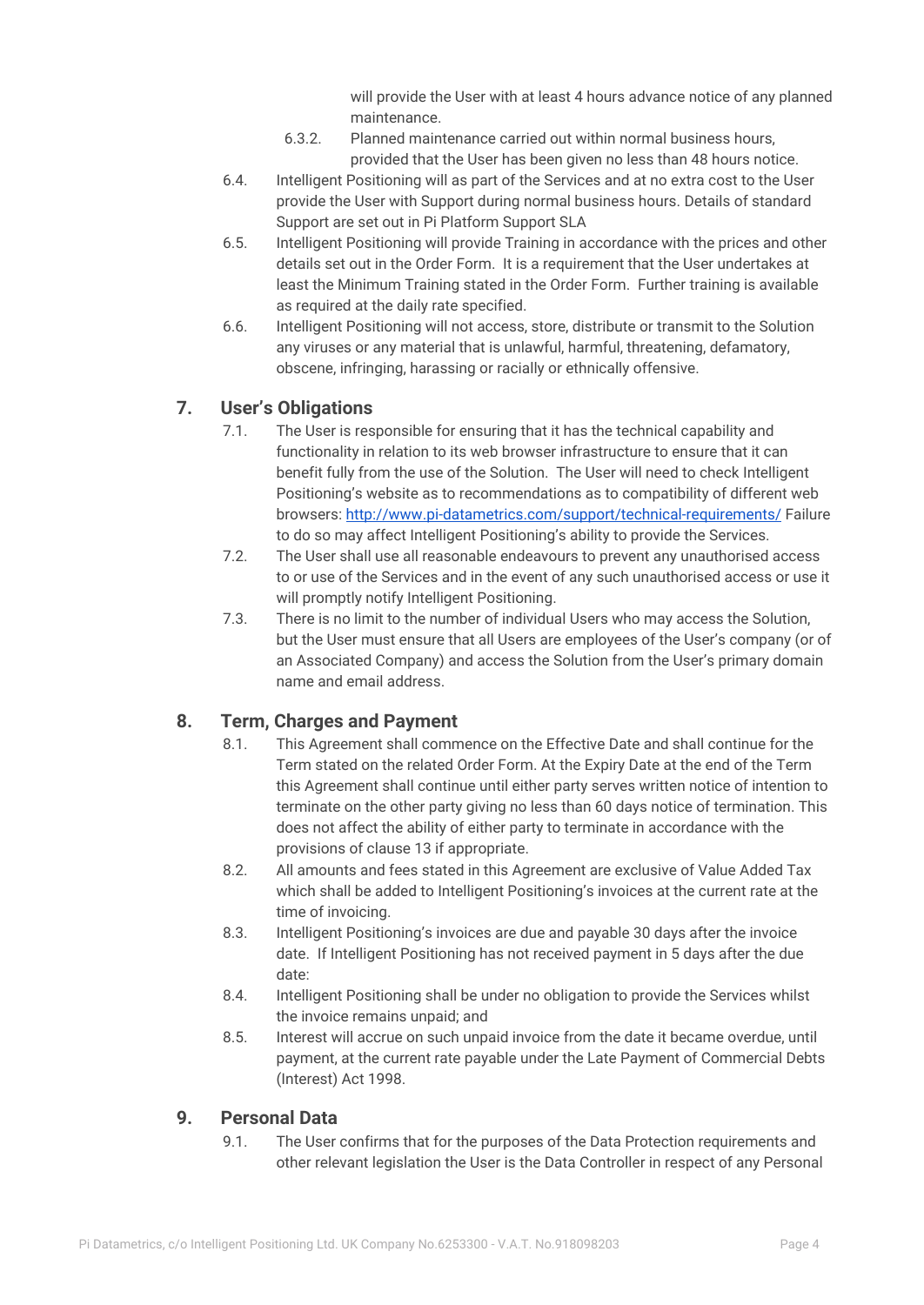will provide the User with at least 4 hours advance notice of any planned maintenance.

6.3.2. Planned maintenance carried out within normal business hours, provided that the User has been given no less than 48 hours notice.

6.4. Intelligent Positioning will as part of the Services and at no extra cost to the User provide the User with Support during normal business hours. Details of standard Support are set out in Pi Platform Support SLA

6.5. Intelligent Positioning will provide Training in accordance with the prices and other details set out in the Order Form. It is a requirement that the User undertakes at least the Minimum Training stated in the Order Form. Further training is available as required at the daily rate specified.

6.6. Intelligent Positioning will not access, store, distribute or transmit to the Solution any viruses or any material that is unlawful, harmful, threatening, defamatory, obscene, infringing, harassing or racially or ethnically offensive.

## 7. User's Obligations

7.1. The User is responsible for ensuring that it has the technical capability and functionality in relation to its web browser infrastructure to ensure that it can benefit fully from the use of the Solution. The User will need to check Intelligent Positioning's website as to recommendations as to compatibility of different web browsers: [http://www.pi-datametrics.com/support/technical-requirements/](http://www.pi-datametrics.com/support/technical-requirements/) Failure to do so may affect Intelligent Positioning's ability to provide the Services.

7.2. The User shall use all reasonable endeavours to prevent any unauthorised access to or use of the Services and in the event of any such unauthorised access or use it will promptly notify Intelligent Positioning.

7.3. There is no limit to the number of individual Users who may access the Solution, but the User must ensure that all Users are employees of the User's company (or of an Associated Company) and access the Solution from the User's primary domain name and email address.

## 8. Term, Charges and Payment

8.1. This Agreement shall commence on the Effective Date and shall continue for the Term stated on the related Order Form. At the Expiry Date at the end of the Term this Agreement shall continue until either party serves written notice of intention to terminate on the other party giving no less than 60 days notice of termination. This does not affect the ability of either party to terminate in accordance with the provisions of clause 13 if appropriate.

8.2. All amounts and fees stated in this Agreement are exclusive of Value Added Tax which shall be added to Intelligent Positioning's invoices at the current rate at the time of invoicing.

8.3. Intelligent Positioning's invoices are due and payable 30 days after the invoice date. If Intelligent Positioning has not received payment in 5 days after the due date:

8.4. Intelligent Positioning shall be under no obligation to provide the Services whilst the invoice remains unpaid; and

8.5. Interest will accrue on such unpaid invoice from the date it became overdue, until payment, at the current rate payable under the Late Payment of Commercial Debts (Interest) Act 1998.

## 9. Personal Data

9.1. The User confirms that for the purposes of the Data Protection requirements and other relevant legislation the User is the Data Controller in respect of any Personal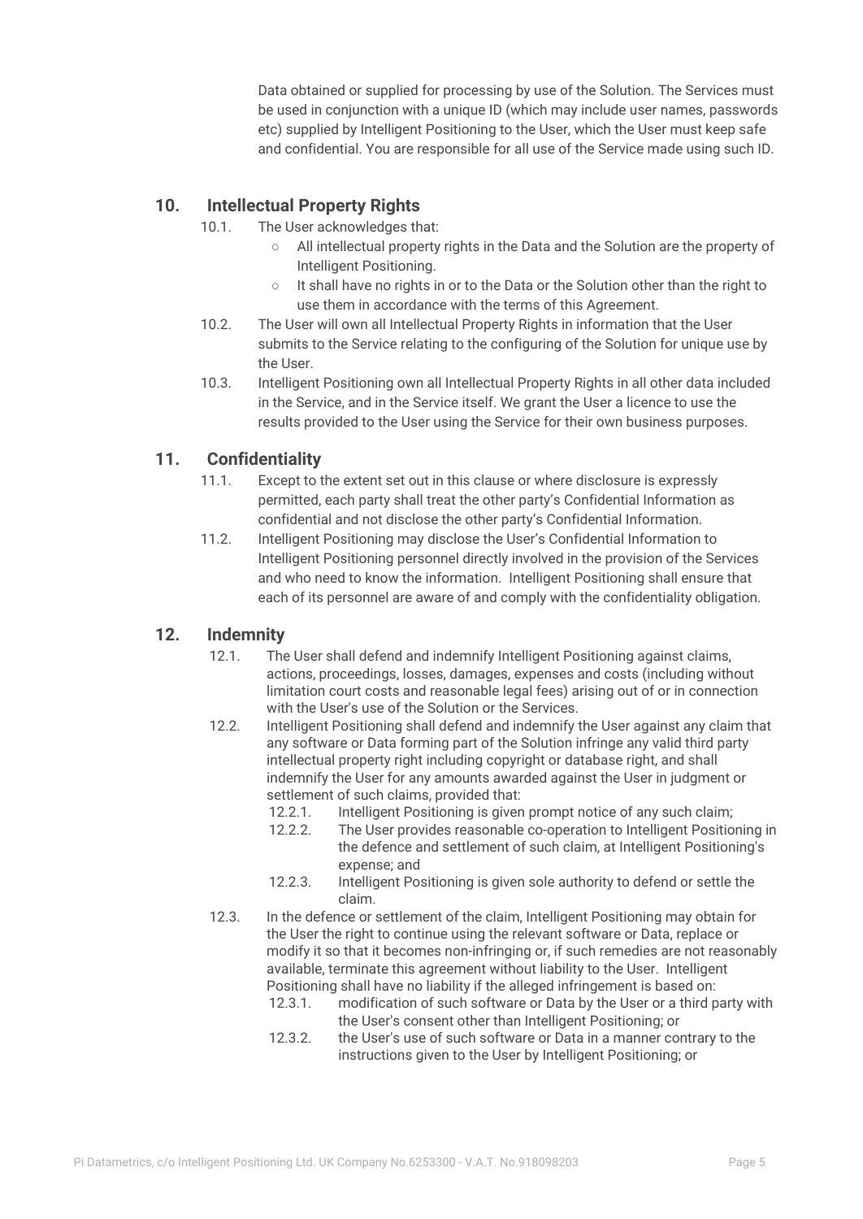Data obtained or supplied for processing by use of the Solution. The Services must be used in conjunction with a unique ID (which may include user names, passwords etc) supplied by Intelligent Positioning to the User, which the User must keep safe and confidential. You are responsible for all use of the Service made using such ID.

## 10. Intellectual Property Rights

10.1. The User acknowledges that:

- All intellectual property rights in the Data and the Solution are the property of Intelligent Positioning.
- It shall have no rights in or to the Data or the Solution other than the right to use them in accordance with the terms of this Agreement.

10.2. The User will own all Intellectual Property Rights in information that the User submits to the Service relating to the configuring of the Solution for unique use by the User.

10.3. Intelligent Positioning own all Intellectual Property Rights in all other data included in the Service, and in the Service itself. We grant the User a licence to use the results provided to the User using the Service for their own business purposes.

## 11. Confidentiality

11.1. Except to the extent set out in this clause or where disclosure is expressly permitted, each party shall treat the other party's Confidential Information as confidential and not disclose the other party's Confidential Information.

11.2. Intelligent Positioning may disclose the User's Confidential Information to Intelligent Positioning personnel directly involved in the provision of the Services and who need to know the information. Intelligent Positioning shall ensure that each of its personnel are aware of and comply with the confidentiality obligation.

## 12. Indemnity

12.1. The User shall defend and indemnify Intelligent Positioning against claims, actions, proceedings, losses, damages, expenses and costs (including without limitation court costs and reasonable legal fees) arising out of or in connection with the User's use of the Solution or the Services.

12.2. Intelligent Positioning shall defend and indemnify the User against any claim that any software or Data forming part of the Solution infringe any valid third party intellectual property right including copyright or database right, and shall indemnify the User for any amounts awarded against the User in judgment or settlement of such claims, provided that:

12.2.1. Intelligent Positioning is given prompt notice of any such claim;

12.2.2. The User provides reasonable co-operation to Intelligent Positioning in the defence and settlement of such claim, at Intelligent Positioning's expense; and

12.2.3. Intelligent Positioning is given sole authority to defend or settle the claim.

12.3. In the defence or settlement of the claim, Intelligent Positioning may obtain for the User the right to continue using the relevant software or Data, replace or modify it so that it becomes non-infringing or, if such remedies are not reasonably available, terminate this agreement without liability to the User. Intelligent Positioning shall have no liability if the alleged infringement is based on:

12.3.1. modification of such software or Data by the User or a third party with the User's consent other than Intelligent Positioning; or

12.3.2. the User's use of such software or Data in a manner contrary to the instructions given to the User by Intelligent Positioning; or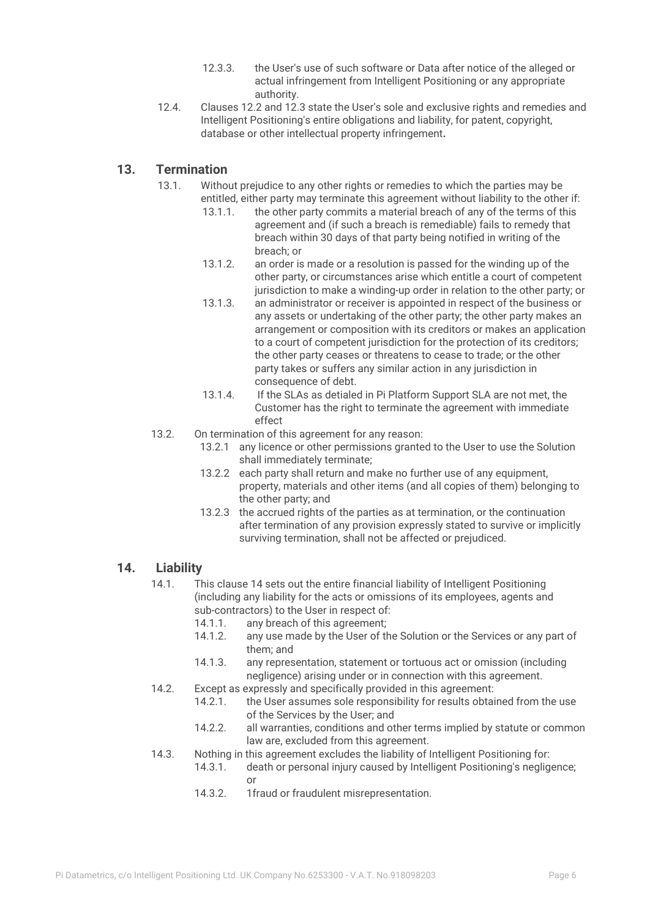12.3.3. the User's use of such software or Data after notice of the alleged or actual infringement from Intelligent Positioning or any appropriate authority.

12.4. Clauses 12.2 and 12.3 state the User's sole and exclusive rights and remedies and Intelligent Positioning's entire obligations and liability, for patent, copyright, database or other intellectual property infringement**.**

## 13. Termination

13.1. Without prejudice to any other rights or remedies to which the parties may be entitled, either party may terminate this agreement without liability to the other if:

13.1.1. the other party commits a material breach of any of the terms of this agreement and (if such a breach is remediable) fails to remedy that breach within 30 days of that party being notified in writing of the breach; or

13.1.2. an order is made or a resolution is passed for the winding up of the other party, or circumstances arise which entitle a court of competent jurisdiction to make a winding-up order in relation to the other party; or

13.1.3. an administrator or receiver is appointed in respect of the business or any assets or undertaking of the other party; the other party makes an arrangement or composition with its creditors or makes an application to a court of competent jurisdiction for the protection of its creditors; the other party ceases or threatens to cease to trade; or the other party takes or suffers any similar action in any jurisdiction in consequence of debt.

13.1.4. If the SLAs as detialed in Pi Platform Support SLA are not met, the Customer has the right to terminate the agreement with immediate effect

13.2. On termination of this agreement for any reason:

13.2.1 any licence or other permissions granted to the User to use the Solution shall immediately terminate;

13.2.2 each party shall return and make no further use of any equipment, property, materials and other items (and all copies of them) belonging to the other party; and

13.2.3 the accrued rights of the parties as at termination, or the continuation after termination of any provision expressly stated to survive or implicitly surviving termination, shall not be affected or prejudiced.

## 14. Liability

14.1. This clause 14 sets out the entire financial liability of Intelligent Positioning (including any liability for the acts or omissions of its employees, agents and sub-contractors) to the User in respect of:

14.1.1. any breach of this agreement;

14.1.2. any use made by the User of the Solution or the Services or any part of them; and

14.1.3. any representation, statement or tortuous act or omission (including negligence) arising under or in connection with this agreement.

14.2. Except as expressly and specifically provided in this agreement:

14.2.1. the User assumes sole responsibility for results obtained from the use of the Services by the User; and

14.2.2. all warranties, conditions and other terms implied by statute or common law are, excluded from this agreement.

14.3. Nothing in this agreement excludes the liability of Intelligent Positioning for:

14.3.1. death or personal injury caused by Intelligent Positioning's negligence; or

14.3.2. 1fraud or fraudulent misrepresentation.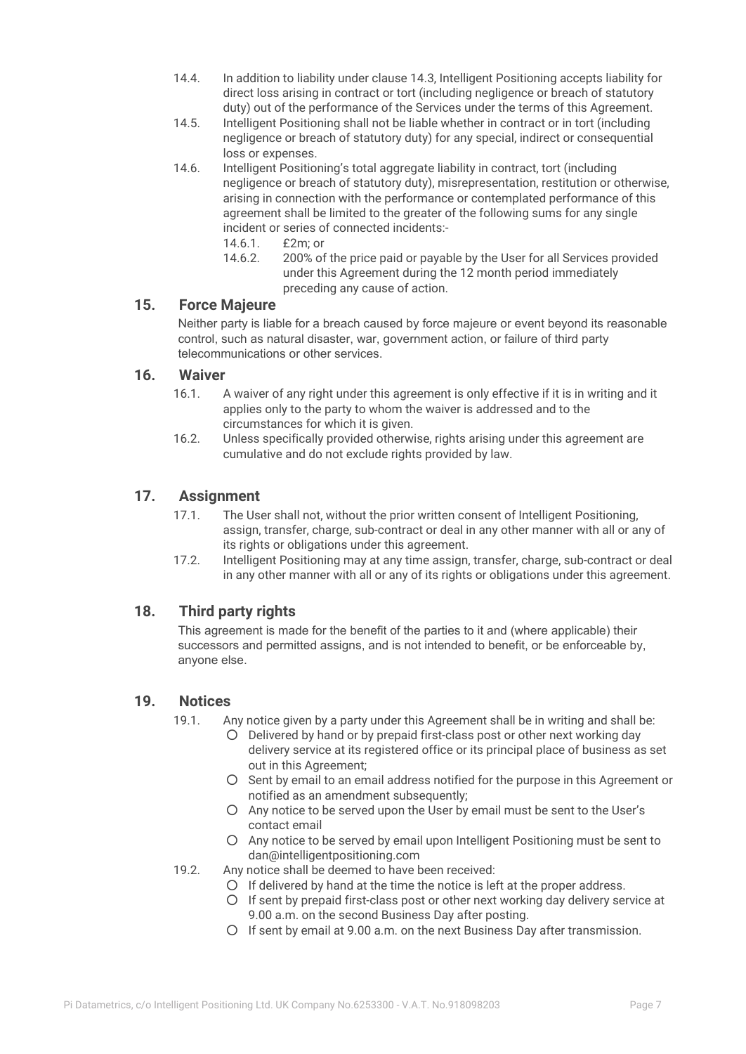14.4. In addition to liability under clause 14.3, Intelligent Positioning accepts liability for direct loss arising in contract or tort (including negligence or breach of statutory duty) out of the performance of the Services under the terms of this Agreement.

14.5. Intelligent Positioning shall not be liable whether in contract or in tort (including negligence or breach of statutory duty) for any special, indirect or consequential loss or expenses.

14.6. Intelligent Positioning's total aggregate liability in contract, tort (including negligence or breach of statutory duty), misrepresentation, restitution or otherwise, arising in connection with the performance or contemplated performance of this agreement shall be limited to the greater of the following sums for any single incident or series of connected incidents:-

- 14.6.1. £2m; or
- 14.6.2. 200% of the price paid or payable by the User for all Services provided under this Agreement during the 12 month period immediately preceding any cause of action.

## 15. Force Majeure

Neither party is liable for a breach caused by force majeure or event beyond its reasonable control, such as natural disaster, war, government action, or failure of third party telecommunications or other services.

## 16. Waiver

16.1. A waiver of any right under this agreement is only effective if it is in writing and it applies only to the party to whom the waiver is addressed and to the circumstances for which it is given.

16.2. Unless specifically provided otherwise, rights arising under this agreement are cumulative and do not exclude rights provided by law.

## 17. Assignment

17.1. The User shall not, without the prior written consent of Intelligent Positioning, assign, transfer, charge, sub-contract or deal in any other manner with all or any of its rights or obligations under this agreement.

17.2. Intelligent Positioning may at any time assign, transfer, charge, sub-contract or deal in any other manner with all or any of its rights or obligations under this agreement.

## 18. Third party rights

This agreement is made for the benefit of the parties to it and (where applicable) their successors and permitted assigns, and is not intended to benefit, or be enforceable by, anyone else.

## 19. Notices

19.1. Any notice given by a party under this Agreement shall be in writing and shall be:

- Delivered by hand or by prepaid first-class post or other next working day delivery service at its registered office or its principal place of business as set out in this Agreement;
- Sent by email to an email address notified for the purpose in this Agreement or notified as an amendment subsequently;
- Any notice to be served upon the User by email must be sent to the User's contact email
- Any notice to be served by email upon Intelligent Positioning must be sent to dan@intelligentpositioning.com

19.2. Any notice shall be deemed to have been received:

- If delivered by hand at the time the notice is left at the proper address.
- If sent by prepaid first-class post or other next working day delivery service at 9.00 a.m. on the second Business Day after posting.
- If sent by email at 9.00 a.m. on the next Business Day after transmission.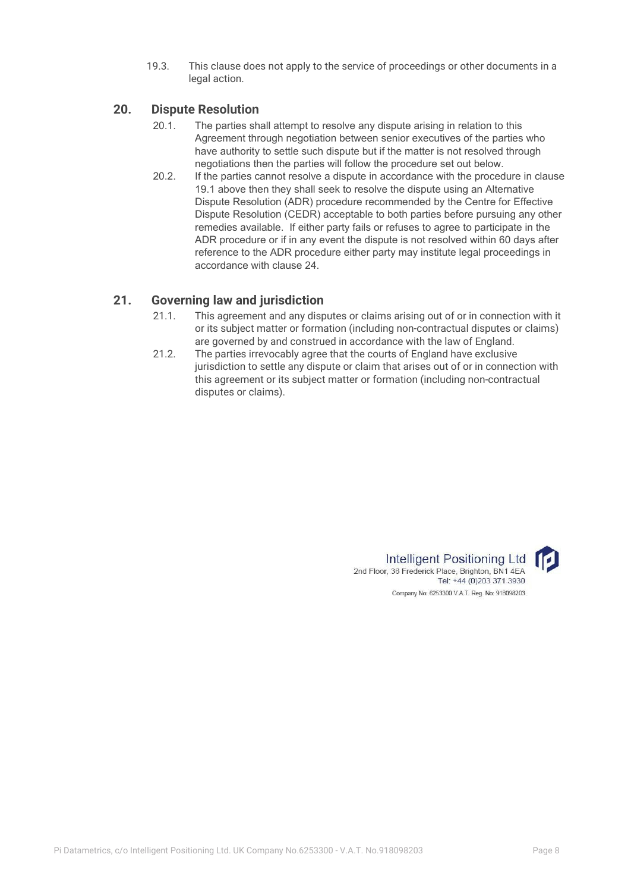19.3. This clause does not apply to the service of proceedings or other documents in a legal action.

## 20. Dispute Resolution

20.1. The parties shall attempt to resolve any dispute arising in relation to this Agreement through negotiation between senior executives of the parties who have authority to settle such dispute but if the matter is not resolved through negotiations then the parties will follow the procedure set out below.

20.2. If the parties cannot resolve a dispute in accordance with the procedure in clause 19.1 above then they shall seek to resolve the dispute using an Alternative Dispute Resolution (ADR) procedure recommended by the Centre for Effective Dispute Resolution (CEDR) acceptable to both parties before pursuing any other remedies available. If either party fails or refuses to agree to participate in the ADR procedure or if in any event the dispute is not resolved within 60 days after reference to the ADR procedure either party may institute legal proceedings in accordance with clause 24.

## 21. Governing law and jurisdiction

21.1. This agreement and any disputes or claims arising out of or in connection with it or its subject matter or formation (including non-contractual disputes or claims) are governed by and construed in accordance with the law of England.

21.2. The parties irrevocably agree that the courts of England have exclusive jurisdiction to settle any dispute or claim that arises out of or in connection with this agreement or its subject matter or formation (including non-contractual disputes or claims).

Intelligent Positioning Ltd
2nd Floor, 36 Frederick Place, Brighton, BN1 4EA
Tel: +44 (0)203 371 3930
Company No: 6253300 V.A.T. Reg. No: 918098203